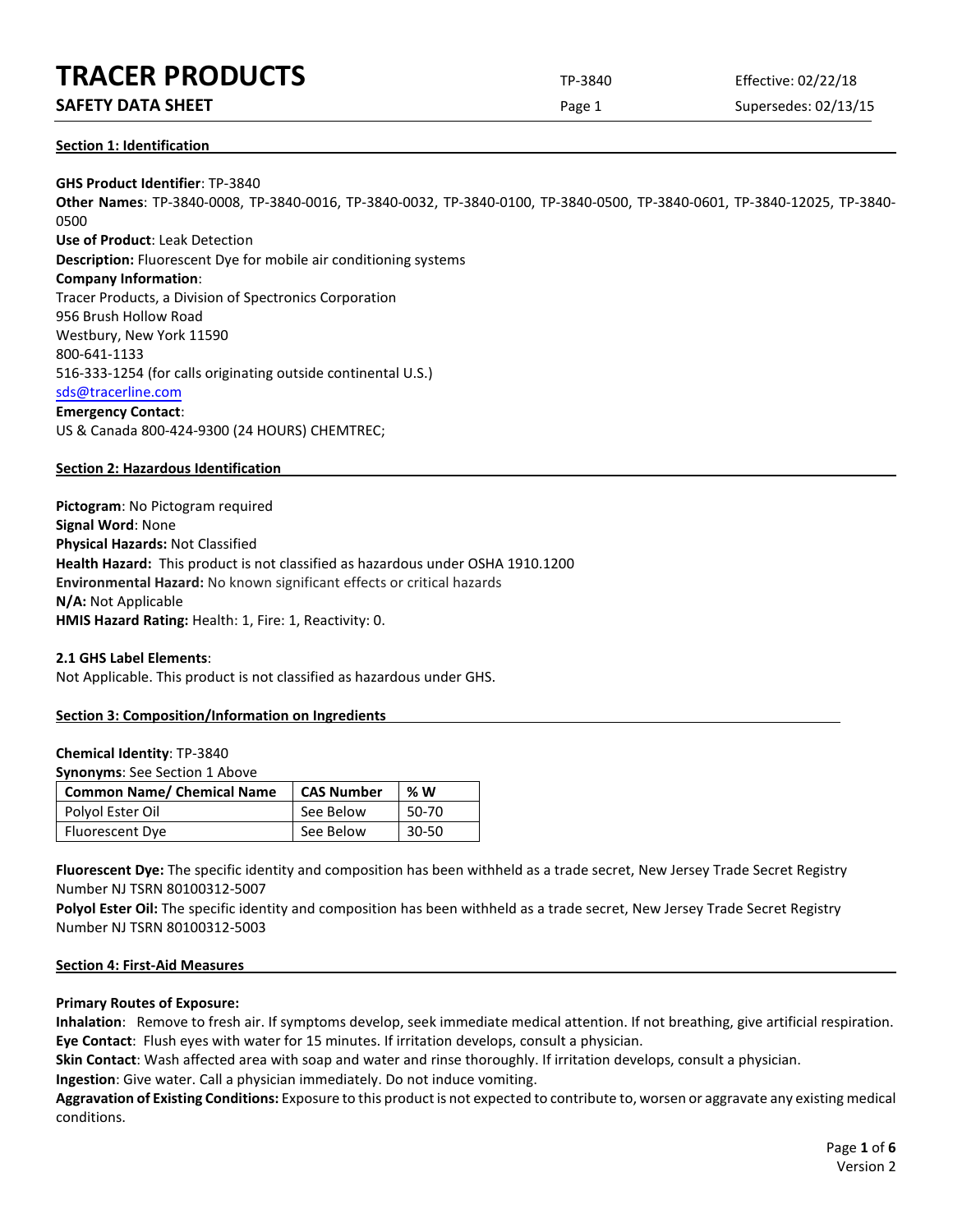# TRACER PRODUCTS

## SAFETY DATA SHEET

TP-3840 Effective: 02/22/18
Page 1 Supersedes: 02/13/15

### Section 1: Identification

**GHS Product Identifier**: TP-3840
**Other Names**: TP-3840-0008, TP-3840-0016, TP-3840-0032, TP-3840-0100, TP-3840-0500, TP-3840-0601, TP-3840-12025, TP-3840-0500
**Use of Product**: Leak Detection
**Description:** Fluorescent Dye for mobile air conditioning systems
**Company Information**:
Tracer Products, a Division of Spectronics Corporation
956 Brush Hollow Road
Westbury, New York 11590
800-641-1133
516-333-1254 (for calls originating outside continental U.S.)
sds@tracerline.com
**Emergency Contact**:
US & Canada 800-424-9300 (24 HOURS) CHEMTREC;

### Section 2: Hazardous Identification

**Pictogram**: No Pictogram required
**Signal Word**: None
**Physical Hazards:** Not Classified
**Health Hazard:** This product is not classified as hazardous under OSHA 1910.1200
**Environmental Hazard:** No known significant effects or critical hazards
**N/A:** Not Applicable
**HMIS Hazard Rating:** Health: 1, Fire: 1, Reactivity: 0.

**2.1 GHS Label Elements**:
Not Applicable. This product is not classified as hazardous under GHS.

### Section 3: Composition/Information on Ingredients

**Chemical Identity**: TP-3840
**Synonyms**: See Section 1 Above

| Common Name/ Chemical Name | CAS Number | % W |
|---|---|---|
| Polyol Ester Oil | See Below | 50-70 |
| Fluorescent Dye | See Below | 30-50 |

**Fluorescent Dye:** The specific identity and composition has been withheld as a trade secret, New Jersey Trade Secret Registry Number NJ TSRN 80100312-5007
**Polyol Ester Oil:** The specific identity and composition has been withheld as a trade secret, New Jersey Trade Secret Registry Number NJ TSRN 80100312-5003

### Section 4: First-Aid Measures

**Primary Routes of Exposure:**
**Inhalation**: Remove to fresh air. If symptoms develop, seek immediate medical attention. If not breathing, give artificial respiration.
**Eye Contact**: Flush eyes with water for 15 minutes. If irritation develops, consult a physician.
**Skin Contact**: Wash affected area with soap and water and rinse thoroughly. If irritation develops, consult a physician.
**Ingestion**: Give water. Call a physician immediately. Do not induce vomiting.
**Aggravation of Existing Conditions:** Exposure to this product is not expected to contribute to, worsen or aggravate any existing medical conditions.

Version 2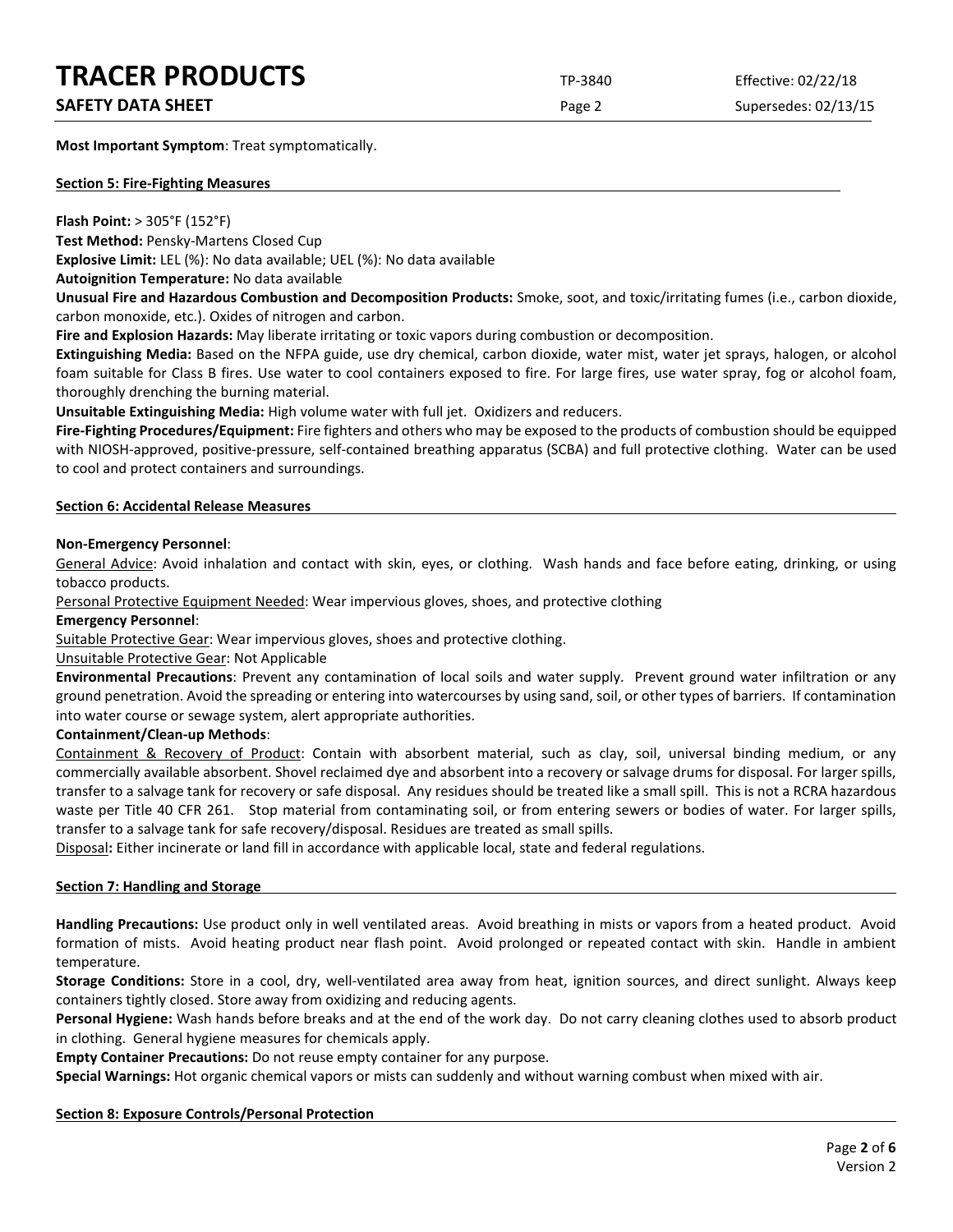**Most Important Symptom**: Treat symptomatically.

## Section 5: Fire-Fighting Measures

**Flash Point:** > 305°F (152°F)

**Test Method:** Pensky-Martens Closed Cup

**Explosive Limit:** LEL (%): No data available; UEL (%): No data available

**Autoignition Temperature:** No data available

**Unusual Fire and Hazardous Combustion and Decomposition Products:** Smoke, soot, and toxic/irritating fumes (i.e., carbon dioxide, carbon monoxide, etc.). Oxides of nitrogen and carbon.

**Fire and Explosion Hazards:** May liberate irritating or toxic vapors during combustion or decomposition.

**Extinguishing Media:** Based on the NFPA guide, use dry chemical, carbon dioxide, water mist, water jet sprays, halogen, or alcohol foam suitable for Class B fires. Use water to cool containers exposed to fire. For large fires, use water spray, fog or alcohol foam, thoroughly drenching the burning material.

**Unsuitable Extinguishing Media:** High volume water with full jet. Oxidizers and reducers.

**Fire-Fighting Procedures/Equipment:** Fire fighters and others who may be exposed to the products of combustion should be equipped with NIOSH-approved, positive-pressure, self-contained breathing apparatus (SCBA) and full protective clothing. Water can be used to cool and protect containers and surroundings.

## Section 6: Accidental Release Measures

**Non-Emergency Personnel**:

General Advice: Avoid inhalation and contact with skin, eyes, or clothing. Wash hands and face before eating, drinking, or using tobacco products.

Personal Protective Equipment Needed: Wear impervious gloves, shoes, and protective clothing

**Emergency Personnel**:

Suitable Protective Gear: Wear impervious gloves, shoes and protective clothing.

Unsuitable Protective Gear: Not Applicable

**Environmental Precautions**: Prevent any contamination of local soils and water supply. Prevent ground water infiltration or any ground penetration. Avoid the spreading or entering into watercourses by using sand, soil, or other types of barriers. If contamination into water course or sewage system, alert appropriate authorities.

**Containment/Clean-up Methods**:

Containment & Recovery of Product: Contain with absorbent material, such as clay, soil, universal binding medium, or any commercially available absorbent. Shovel reclaimed dye and absorbent into a recovery or salvage drums for disposal. For larger spills, transfer to a salvage tank for recovery or safe disposal. Any residues should be treated like a small spill. This is not a RCRA hazardous waste per Title 40 CFR 261. Stop material from contaminating soil, or from entering sewers or bodies of water. For larger spills, transfer to a salvage tank for safe recovery/disposal. Residues are treated as small spills.

Disposal**:** Either incinerate or land fill in accordance with applicable local, state and federal regulations.

## Section 7: Handling and Storage

**Handling Precautions:** Use product only in well ventilated areas. Avoid breathing in mists or vapors from a heated product. Avoid formation of mists. Avoid heating product near flash point. Avoid prolonged or repeated contact with skin. Handle in ambient temperature.

**Storage Conditions:** Store in a cool, dry, well-ventilated area away from heat, ignition sources, and direct sunlight. Always keep containers tightly closed. Store away from oxidizing and reducing agents.

**Personal Hygiene:** Wash hands before breaks and at the end of the work day. Do not carry cleaning clothes used to absorb product in clothing. General hygiene measures for chemicals apply.

**Empty Container Precautions:** Do not reuse empty container for any purpose.

**Special Warnings:** Hot organic chemical vapors or mists can suddenly and without warning combust when mixed with air.

## Section 8: Exposure Controls/Personal Protection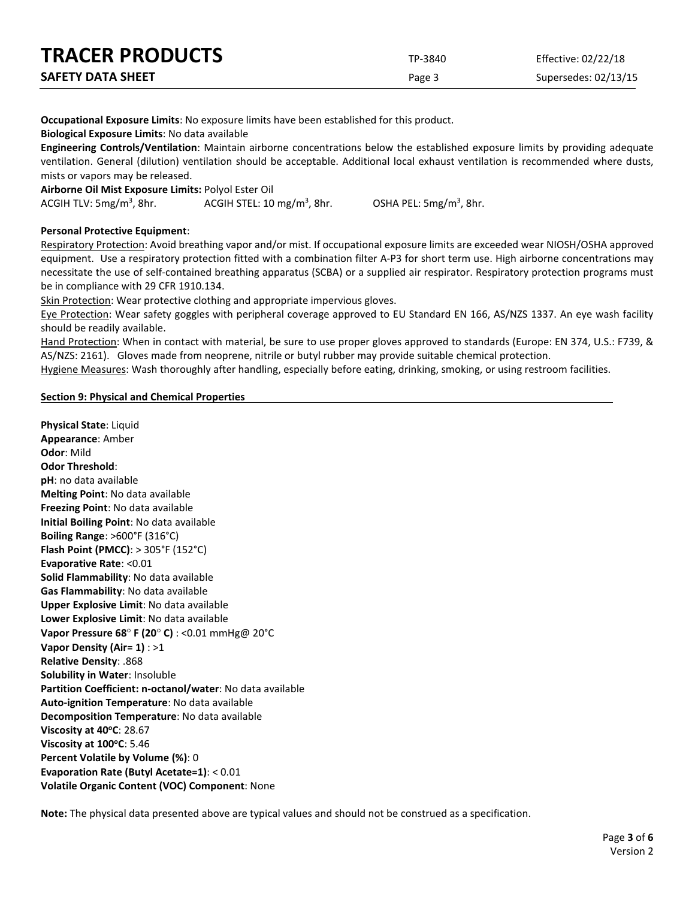**Occupational Exposure Limits**: No exposure limits have been established for this product.
**Biological Exposure Limits**: No data available
**Engineering Controls/Ventilation**: Maintain airborne concentrations below the established exposure limits by providing adequate ventilation. General (dilution) ventilation should be acceptable. Additional local exhaust ventilation is recommended where dusts, mists or vapors may be released.
**Airborne Oil Mist Exposure Limits:** Polyol Ester Oil
ACGIH TLV: 5mg/m$^3$, 8hr. ACGIH STEL: 10 mg/m$^3$, 8hr. OSHA PEL: 5mg/m$^3$, 8hr.

**Personal Protective Equipment**:
Respiratory Protection: Avoid breathing vapor and/or mist. If occupational exposure limits are exceeded wear NIOSH/OSHA approved equipment. Use a respiratory protection fitted with a combination filter A-P3 for short term use. High airborne concentrations may necessitate the use of self-contained breathing apparatus (SCBA) or a supplied air respirator. Respiratory protection programs must be in compliance with 29 CFR 1910.134.
Skin Protection: Wear protective clothing and appropriate impervious gloves.
Eye Protection: Wear safety goggles with peripheral coverage approved to EU Standard EN 166, AS/NZS 1337. An eye wash facility should be readily available.
Hand Protection: When in contact with material, be sure to use proper gloves approved to standards (Europe: EN 374, U.S.: F739, & AS/NZS: 2161). Gloves made from neoprene, nitrile or butyl rubber may provide suitable chemical protection.
Hygiene Measures: Wash thoroughly after handling, especially before eating, drinking, smoking, or using restroom facilities.

## Section 9: Physical and Chemical Properties

**Physical State**: Liquid
**Appearance**: Amber
**Odor**: Mild
**Odor Threshold**:
**pH**: no data available
**Melting Point**: No data available
**Freezing Point**: No data available
**Initial Boiling Point**: No data available
**Boiling Range**: >600°F (316°C)
**Flash Point (PMCC)**: > 305°F (152°C)
**Evaporative Rate**: <0.01
**Solid Flammability**: No data available
**Gas Flammability**: No data available
**Upper Explosive Limit**: No data available
**Lower Explosive Limit**: No data available
**Vapor Pressure 68° F (20° C)** : <0.01 mmHg@ 20°C
**Vapor Density (Air= 1)** : >1
**Relative Density**: .868
**Solubility in Water**: Insoluble
**Partition Coefficient: n-octanol/water**: No data available
**Auto-ignition Temperature**: No data available
**Decomposition Temperature**: No data available
**Viscosity at 40ºC**: 28.67
**Viscosity at 100ºC**: 5.46
**Percent Volatile by Volume (%)**: 0
**Evaporation Rate (Butyl Acetate=1)**: < 0.01
**Volatile Organic Content (VOC) Component**: None

**Note:** The physical data presented above are typical values and should not be construed as a specification.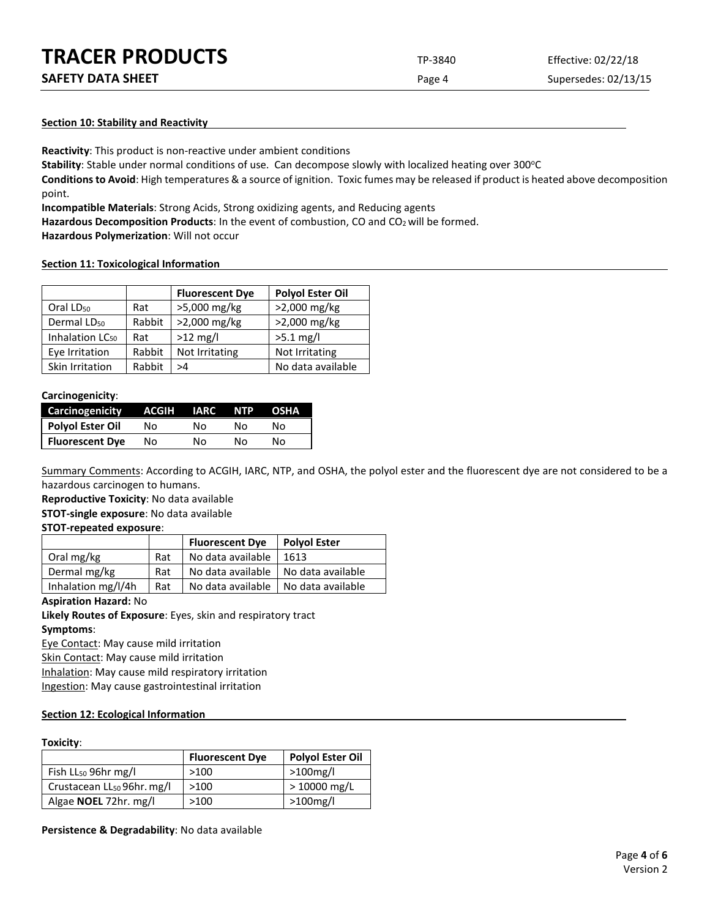## Section 10: Stability and Reactivity

**Reactivity**: This product is non-reactive under ambient conditions

**Stability**: Stable under normal conditions of use. Can decompose slowly with localized heating over 300°C

**Conditions to Avoid**: High temperatures & a source of ignition. Toxic fumes may be released if product is heated above decomposition point.

**Incompatible Materials**: Strong Acids, Strong oxidizing agents, and Reducing agents

**Hazardous Decomposition Products**: In the event of combustion, CO and $CO_2$ will be formed.

**Hazardous Polymerization**: Will not occur

## Section 11: Toxicological Information

| | | Fluorescent Dye | Polyol Ester Oil |
|---|---|---|---|
| Oral $LD_{50}$ | Rat | >5,000 mg/kg | >2,000 mg/kg |
| Dermal $LD_{50}$ | Rabbit | >2,000 mg/kg | >2,000 mg/kg |
| Inhalation $LC_{50}$ | Rat | >12 mg/l | >5.1 mg/l |
| Eye Irritation | Rabbit | Not Irritating | Not Irritating |
| Skin Irritation | Rabbit | >4 | No data available |

**Carcinogenicity**:

| Carcinogenicity | ACGIH | IARC | NTP | OSHA |
|---|---|---|---|---|
| **Polyol Ester Oil** | No | No | No | No |
| **Fluorescent Dye** | No | No | No | No |

Summary Comments: According to ACGIH, IARC, NTP, and OSHA, the polyol ester and the fluorescent dye are not considered to be a hazardous carcinogen to humans.

**Reproductive Toxicity**: No data available

**STOT-single exposure**: No data available

**STOT-repeated exposure**:

| | | Fluorescent Dye | Polyol Ester |
|---|---|---|---|
| Oral mg/kg | Rat | No data available | 1613 |
| Dermal mg/kg | Rat | No data available | No data available |
| Inhalation mg/l/4h | Rat | No data available | No data available |

**Aspiration Hazard:** No

**Likely Routes of Exposure**: Eyes, skin and respiratory tract

**Symptoms**:

Eye Contact: May cause mild irritation

Skin Contact: May cause mild irritation

Inhalation: May cause mild respiratory irritation

Ingestion: May cause gastrointestinal irritation

## Section 12: Ecological Information

**Toxicity**:

| | Fluorescent Dye | Polyol Ester Oil |
|---|---|---|
| Fish $LL_{50}$ 96hr mg/l | >100 | >100mg/l |
| Crustacean $LL_{50}$ 96hr. mg/l | >100 | > 10000 mg/L |
| Algae **NOEL** 72hr. mg/l | >100 | >100mg/l |

**Persistence & Degradability**: No data available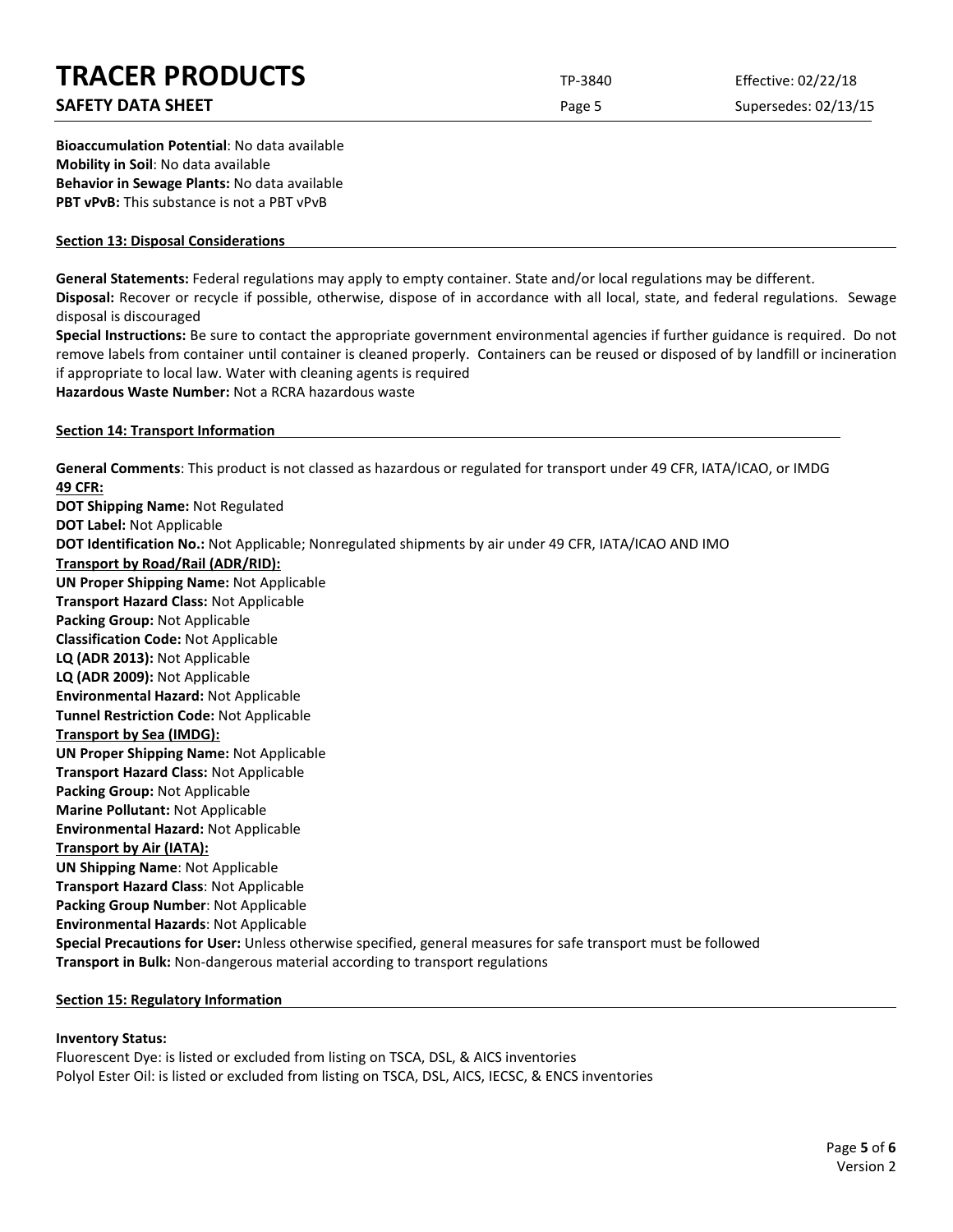**Bioaccumulation Potential**: No data available
**Mobility in Soil**: No data available
**Behavior in Sewage Plants:** No data available
**PBT vPvB:** This substance is not a PBT vPvB

## Section 13: Disposal Considerations

**General Statements:** Federal regulations may apply to empty container. State and/or local regulations may be different.
**Disposal:** Recover or recycle if possible, otherwise, dispose of in accordance with all local, state, and federal regulations. Sewage disposal is discouraged
**Special Instructions:** Be sure to contact the appropriate government environmental agencies if further guidance is required. Do not remove labels from container until container is cleaned properly. Containers can be reused or disposed of by landfill or incineration if appropriate to local law. Water with cleaning agents is required
**Hazardous Waste Number:** Not a RCRA hazardous waste

## Section 14: Transport Information

**General Comments**: This product is not classed as hazardous or regulated for transport under 49 CFR, IATA/ICAO, or IMDG
**49 CFR:**
**DOT Shipping Name:** Not Regulated
**DOT Label:** Not Applicable
**DOT Identification No.:** Not Applicable; Nonregulated shipments by air under 49 CFR, IATA/ICAO AND IMO
**Transport by Road/Rail (ADR/RID):**
**UN Proper Shipping Name:** Not Applicable
**Transport Hazard Class:** Not Applicable
**Packing Group:** Not Applicable
**Classification Code:** Not Applicable
**LQ (ADR 2013):** Not Applicable
**LQ (ADR 2009):** Not Applicable
**Environmental Hazard:** Not Applicable
**Tunnel Restriction Code:** Not Applicable
**Transport by Sea (IMDG):**
**UN Proper Shipping Name:** Not Applicable
**Transport Hazard Class:** Not Applicable
**Packing Group:** Not Applicable
**Marine Pollutant:** Not Applicable
**Environmental Hazard:** Not Applicable
**Transport by Air (IATA):**
**UN Shipping Name**: Not Applicable
**Transport Hazard Class**: Not Applicable
**Packing Group Number**: Not Applicable
**Environmental Hazards**: Not Applicable
**Special Precautions for User:** Unless otherwise specified, general measures for safe transport must be followed
**Transport in Bulk:** Non-dangerous material according to transport regulations

## Section 15: Regulatory Information

**Inventory Status:**
Fluorescent Dye: is listed or excluded from listing on TSCA, DSL, & AICS inventories
Polyol Ester Oil: is listed or excluded from listing on TSCA, DSL, AICS, IECSC, & ENCS inventories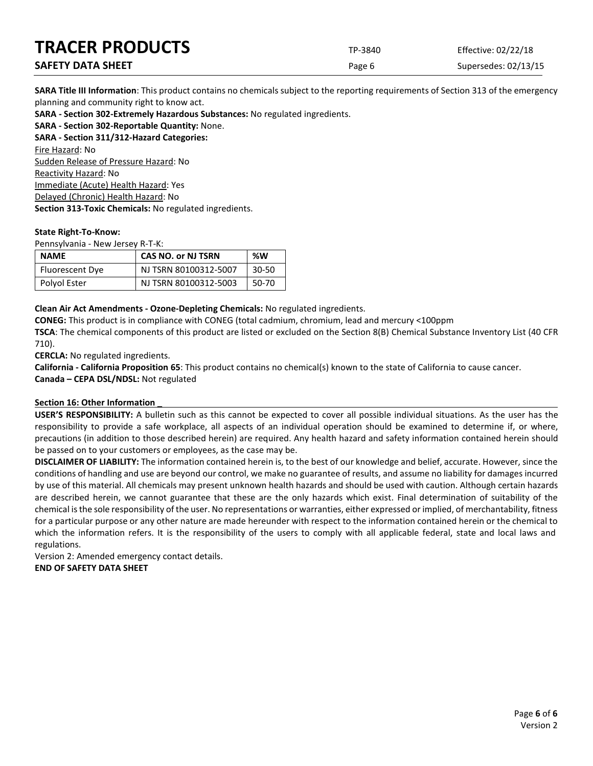**SARA Title III Information**: This product contains no chemicals subject to the reporting requirements of Section 313 of the emergency planning and community right to know act.

**SARA - Section 302-Extremely Hazardous Substances:** No regulated ingredients.

**SARA - Section 302-Reportable Quantity:** None.

**SARA - Section 311/312-Hazard Categories:**

Fire Hazard: No

Sudden Release of Pressure Hazard: No

Reactivity Hazard: No

Immediate (Acute) Health Hazard: Yes

Delayed (Chronic) Health Hazard: No

**Section 313-Toxic Chemicals:** No regulated ingredients.

**State Right-To-Know:**

Pennsylvania - New Jersey R-T-K:

| NAME | CAS NO. or NJ TSRN | %W |
|---|---|---|
| Fluorescent Dye | NJ TSRN 80100312-5007 | 30-50 |
| Polyol Ester | NJ TSRN 80100312-5003 | 50-70 |

**Clean Air Act Amendments - Ozone-Depleting Chemicals:** No regulated ingredients.

**CONEG:** This product is in compliance with CONEG (total cadmium, chromium, lead and mercury <100ppm

**TSCA**: The chemical components of this product are listed or excluded on the Section 8(B) Chemical Substance Inventory List (40 CFR 710).

**CERCLA:** No regulated ingredients.

**California - California Proposition 65**: This product contains no chemical(s) known to the state of California to cause cancer.

**Canada – CEPA DSL/NDSL:** Not regulated

## Section 16: Other Information

**USER'S RESPONSIBILITY:** A bulletin such as this cannot be expected to cover all possible individual situations. As the user has the responsibility to provide a safe workplace, all aspects of an individual operation should be examined to determine if, or where, precautions (in addition to those described herein) are required. Any health hazard and safety information contained herein should be passed on to your customers or employees, as the case may be.

**DISCLAIMER OF LIABILITY:** The information contained herein is, to the best of our knowledge and belief, accurate. However, since the conditions of handling and use are beyond our control, we make no guarantee of results, and assume no liability for damages incurred by use of this material. All chemicals may present unknown health hazards and should be used with caution. Although certain hazards are described herein, we cannot guarantee that these are the only hazards which exist. Final determination of suitability of the chemical is the sole responsibility of the user. No representations or warranties, either expressed or implied, of merchantability, fitness for a particular purpose or any other nature are made hereunder with respect to the information contained herein or the chemical to which the information refers. It is the responsibility of the users to comply with all applicable federal, state and local laws and regulations.

Version 2: Amended emergency contact details.

**END OF SAFETY DATA SHEET**